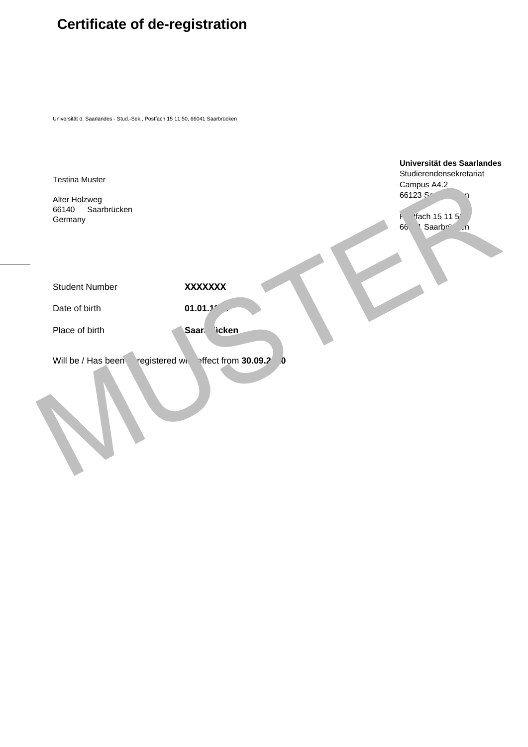# Certificate of de-registration

Universität d. Saarlandes - Stud.-Sek., Postfach 15 11 50, 66041 Saarbrücken

Testina Muster

Alter Holzweg
66140 Saarbrücken
Germany

**Universität des Saarlandes**
Studierendensekretariat
Campus A4.2
66123 Saarbrücken

Postfach 15 11 50
66041 Saarbrücken

MUSTER

| | |
|---|---|
| Student Number | **XXXXXXX** |
| Date of birth | **01.01.19** |
| Place of birth | **Saarbrücken** |

Will be / Has been de-registered with effect from **30.09.2020**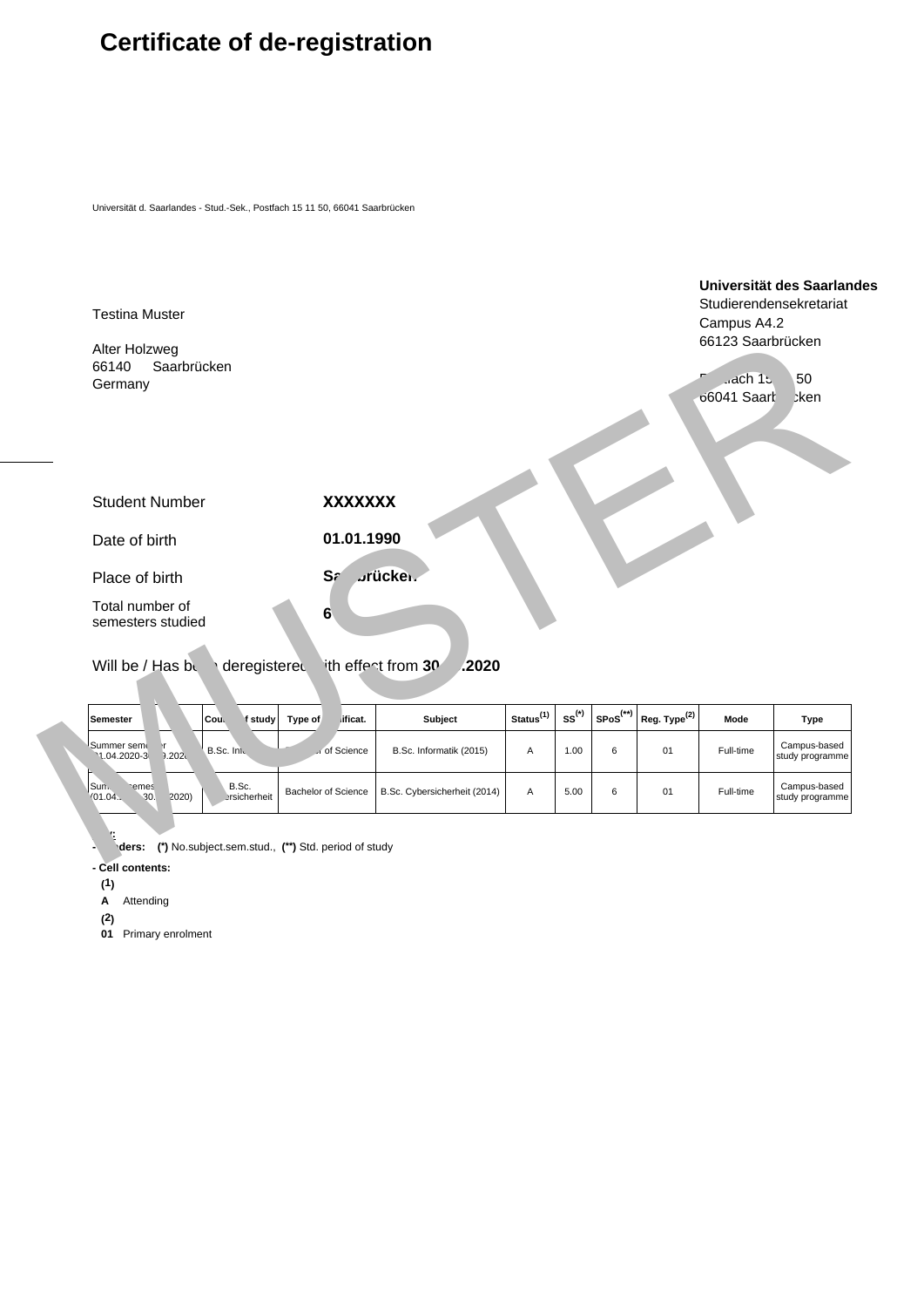# Certificate of de-registration

Universität d. Saarlandes - Stud.-Sek., Postfach 15 11 50, 66041 Saarbrücken

Testina Muster

Alter Holzweg
66140 Saarbrücken
Germany

**Universität des Saarlandes**
Studierendensekretariat
Campus A4.2
66123 Saarbrücken

Postfach 15 11 50
66041 Saarbrücken

MUSTER

| | |
|---|---|
| Student Number | **XXXXXXX** |
| Date of birth | **01.01.1990** |
| Place of birth | **Saarbrücken** |
| Total number of semesters studied | **6** |

Will be / Has been deregistered with effect from **30.09.2020**

| Semester | Course of study | Type of qualificat. | Subject | Status[(1)] | SS[(*)] | SPoS[(**)] | Reg. Type[(2)] | Mode | Type |
|---|---|---|---|---|---|---|---|---|---|
| Summer semester (01.04.2020-30.09.2020) | B.Sc. Informatik | Bachelor of Science | B.Sc. Informatik (2015) | A | 1.00 | 6 | 01 | Full-time | Campus-based study programme |
| Summer semester (01.04.2020-30.09.2020) | B.Sc. Cybersicherheit | Bachelor of Science | B.Sc. Cybersicherheit (2014) | A | 5.00 | 6 | 01 | Full-time | Campus-based study programme |

**Key:**

- **Headers:** **(*)** No.subject.sem.stud., **(**)** Std. period of study
- **Cell contents:**

**(1)**

**A** Attending

**(2)**

**01** Primary enrolment